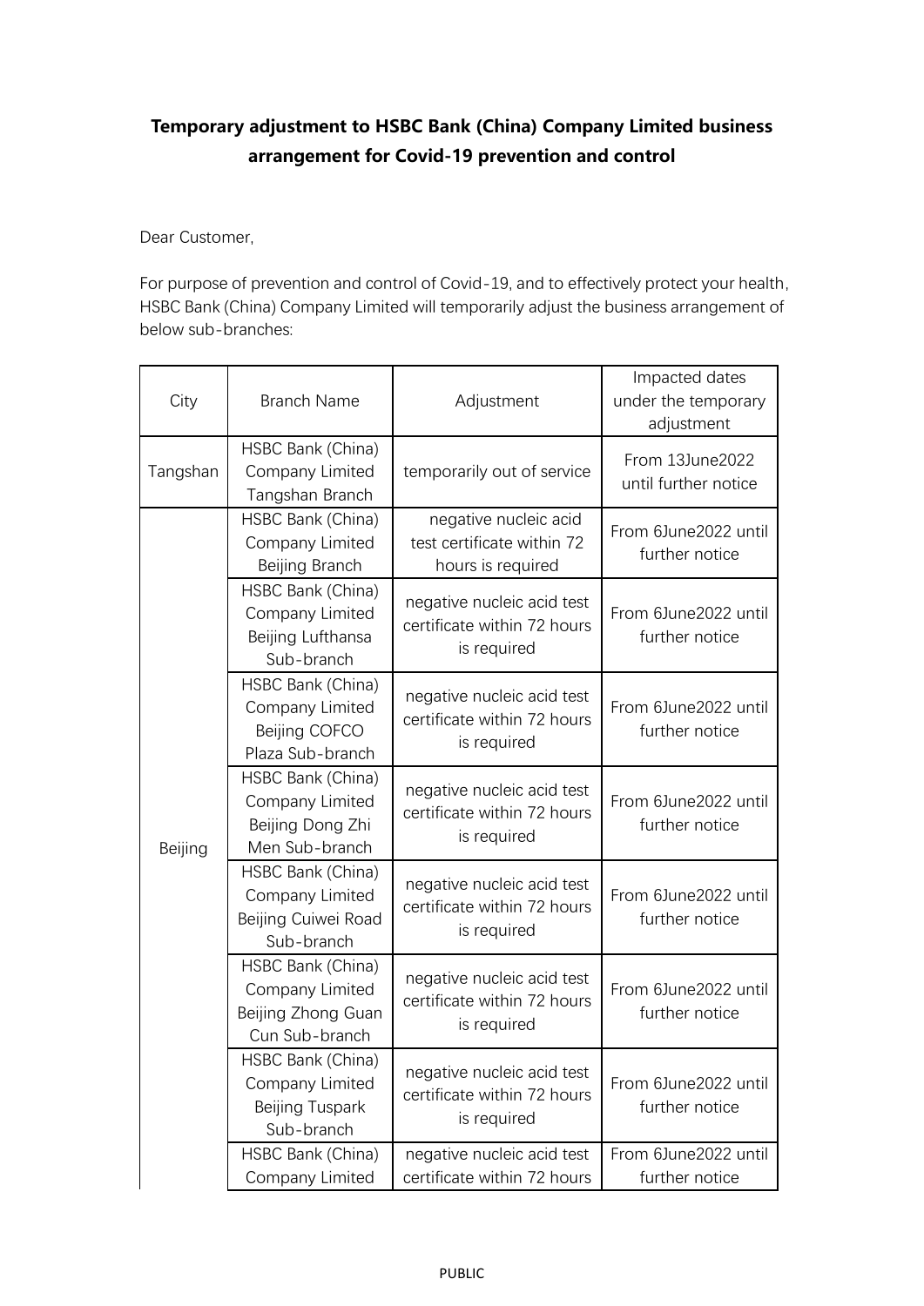# Temporary adjustment to HSBC Bank (China) Company Limited business arrangement for Covid-19 prevention and control

Dear Customer,

For purpose of prevention and control of Covid-19, and to effectively protect your health, HSBC Bank (China) Company Limited will temporarily adjust the business arrangement of below sub-branches:

| City | Branch Name | Adjustment | Impacted dates under the temporary adjustment |
| --- | --- | --- | --- |
| Tangshan | HSBC Bank (China) Company Limited Tangshan Branch | temporarily out of service | From 13June2022 until further notice |
| Beijing | HSBC Bank (China) Company Limited Beijing Branch | negative nucleic acid test certificate within 72 hours is required | From 6June2022 until further notice |
| | HSBC Bank (China) Company Limited Beijing Lufthansa Sub-branch | negative nucleic acid test certificate within 72 hours is required | From 6June2022 until further notice |
| | HSBC Bank (China) Company Limited Beijing COFCO Plaza Sub-branch | negative nucleic acid test certificate within 72 hours is required | From 6June2022 until further notice |
| | HSBC Bank (China) Company Limited Beijing Dong Zhi Men Sub-branch | negative nucleic acid test certificate within 72 hours is required | From 6June2022 until further notice |
| | HSBC Bank (China) Company Limited Beijing Cuiwei Road Sub-branch | negative nucleic acid test certificate within 72 hours is required | From 6June2022 until further notice |
| | HSBC Bank (China) Company Limited Beijing Zhong Guan Cun Sub-branch | negative nucleic acid test certificate within 72 hours is required | From 6June2022 until further notice |
| | HSBC Bank (China) Company Limited Beijing Tuspark Sub-branch | negative nucleic acid test certificate within 72 hours is required | From 6June2022 until further notice |
| | HSBC Bank (China) Company Limited | negative nucleic acid test certificate within 72 hours | From 6June2022 until further notice |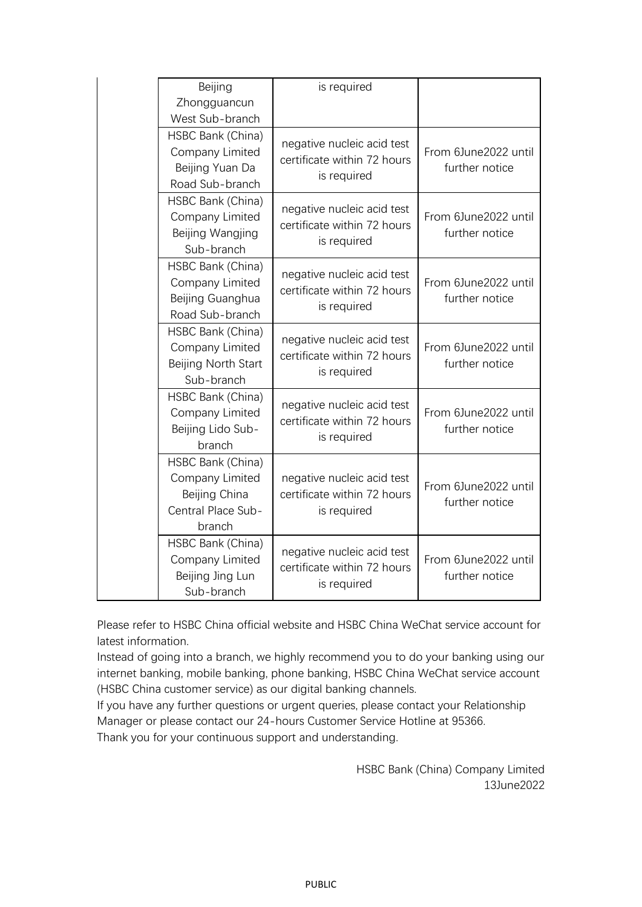| | | | |
|---|---|---|---|
| | Beijing Zhongguancun West Sub-branch | is required | |
| | HSBC Bank (China) Company Limited Beijing Yuan Da Road Sub-branch | negative nucleic acid test certificate within 72 hours is required | From 6June2022 until further notice |
| | HSBC Bank (China) Company Limited Beijing Wangjing Sub-branch | negative nucleic acid test certificate within 72 hours is required | From 6June2022 until further notice |
| | HSBC Bank (China) Company Limited Beijing Guanghua Road Sub-branch | negative nucleic acid test certificate within 72 hours is required | From 6June2022 until further notice |
| | HSBC Bank (China) Company Limited Beijing North Start Sub-branch | negative nucleic acid test certificate within 72 hours is required | From 6June2022 until further notice |
| | HSBC Bank (China) Company Limited Beijing Lido Sub-branch | negative nucleic acid test certificate within 72 hours is required | From 6June2022 until further notice |
| | HSBC Bank (China) Company Limited Beijing China Central Place Sub-branch | negative nucleic acid test certificate within 72 hours is required | From 6June2022 until further notice |
| | HSBC Bank (China) Company Limited Beijing Jing Lun Sub-branch | negative nucleic acid test certificate within 72 hours is required | From 6June2022 until further notice |

Please refer to HSBC China official website and HSBC China WeChat service account for latest information.

Instead of going into a branch, we highly recommend you to do your banking using our internet banking, mobile banking, phone banking, HSBC China WeChat service account (HSBC China customer service) as our digital banking channels.

If you have any further questions or urgent queries, please contact your Relationship Manager or please contact our 24-hours Customer Service Hotline at 95366.

Thank you for your continuous support and understanding.

HSBC Bank (China) Company Limited

13June2022